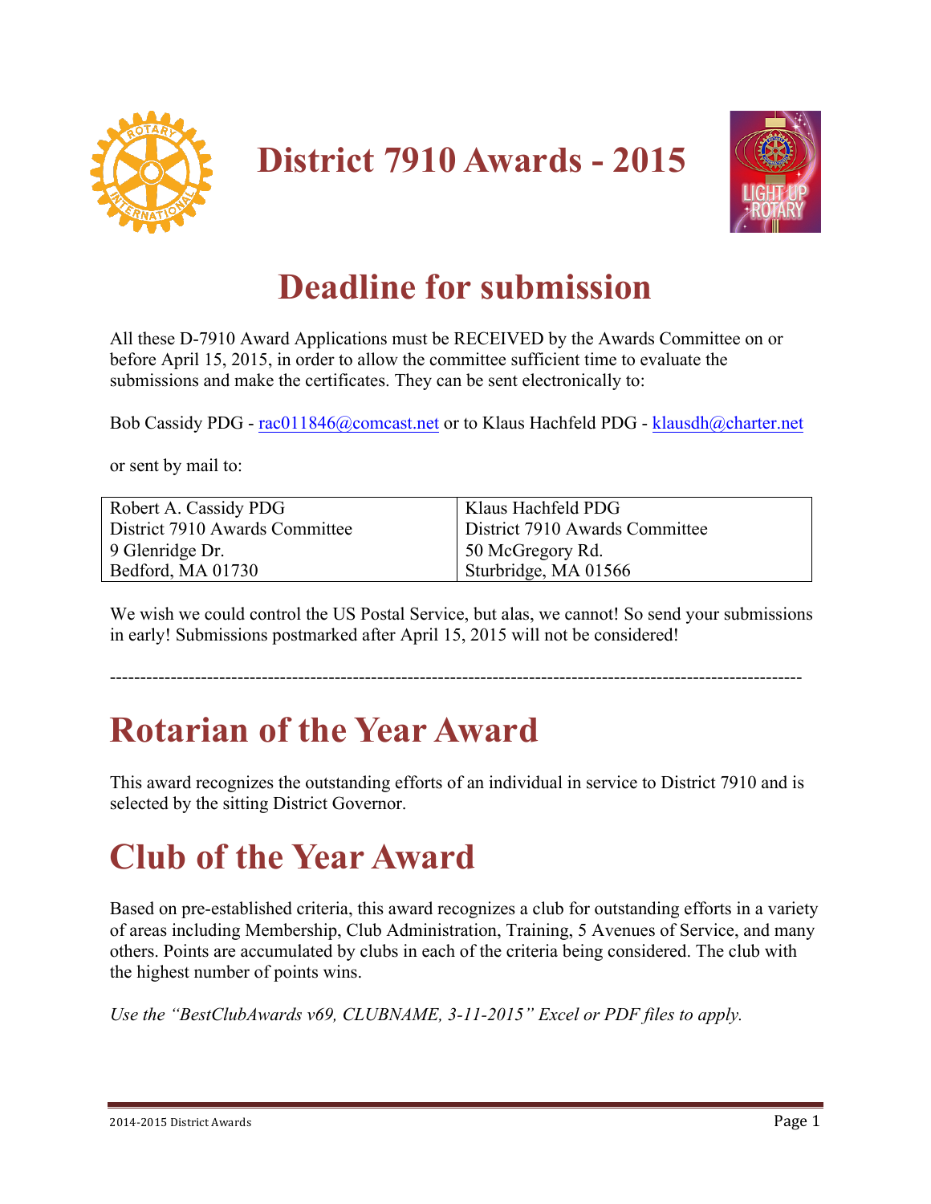# District 7910 Awards - 2015

## Deadline for submission

All these D-7910 Award Applications must be RECEIVED by the Awards Committee on or before April 15, 2015, in order to allow the committee sufficient time to evaluate the submissions and make the certificates. They can be sent electronically to:

Bob Cassidy PDG - rac011846@comcast.net or to Klaus Hachfeld PDG - klausdh@charter.net

or sent by mail to:

| Robert A. Cassidy PDG | Klaus Hachfeld PDG |
|---|---|
| District 7910 Awards Committee | District 7910 Awards Committee |
| 9 Glenridge Dr. | 50 McGregory Rd. |
| Bedford, MA 01730 | Sturbridge, MA 01566 |

We wish we could control the US Postal Service, but alas, we cannot! So send your submissions in early! Submissions postmarked after April 15, 2015 will not be considered!

---

# Rotarian of the Year Award

This award recognizes the outstanding efforts of an individual in service to District 7910 and is selected by the sitting District Governor.

# Club of the Year Award

Based on pre-established criteria, this award recognizes a club for outstanding efforts in a variety of areas including Membership, Club Administration, Training, 5 Avenues of Service, and many others. Points are accumulated by clubs in each of the criteria being considered. The club with the highest number of points wins.

*Use the "BestClubAwards v69, CLUBNAME, 3-11-2015" Excel or PDF files to apply.*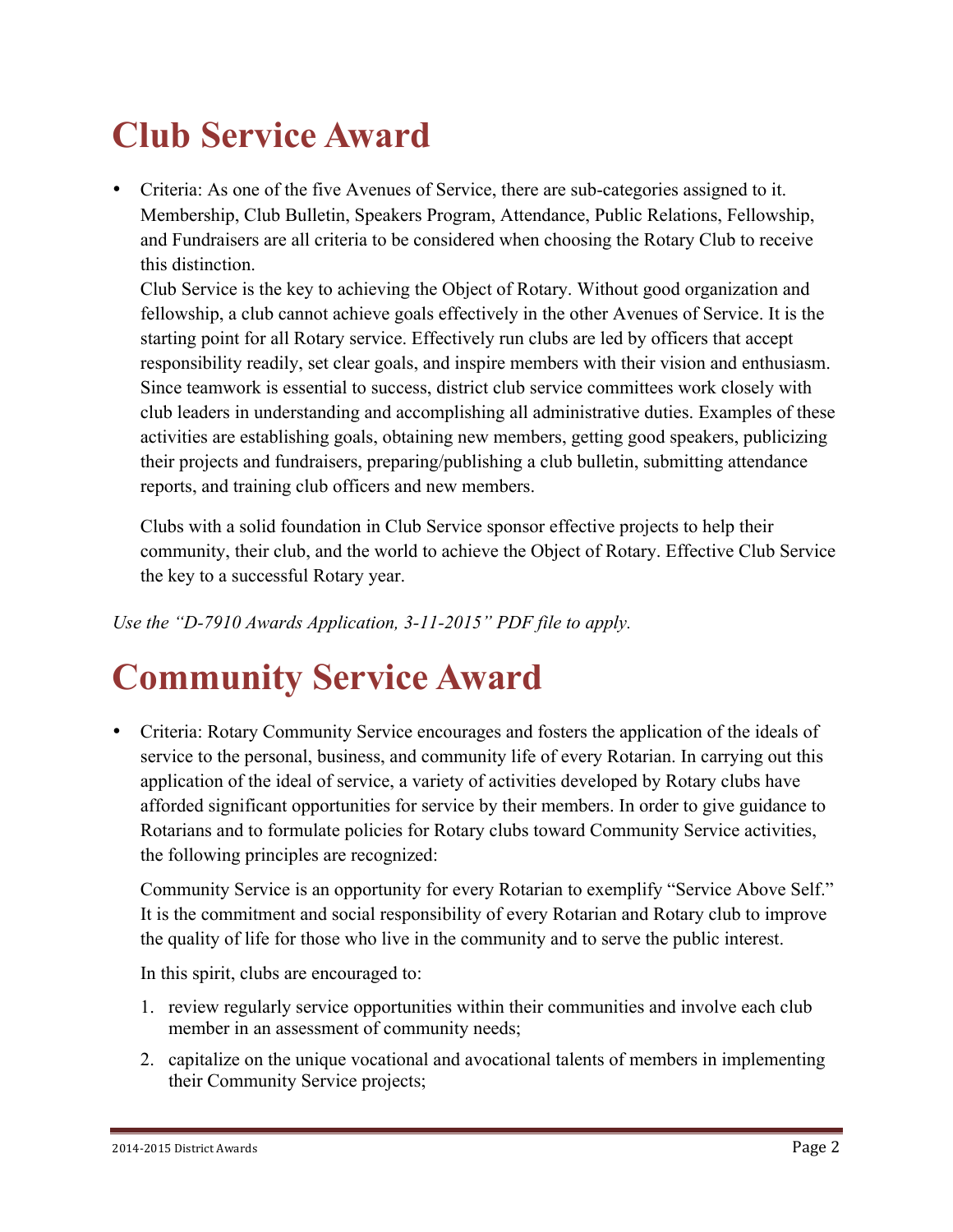# Club Service Award

- Criteria: As one of the five Avenues of Service, there are sub-categories assigned to it. Membership, Club Bulletin, Speakers Program, Attendance, Public Relations, Fellowship, and Fundraisers are all criteria to be considered when choosing the Rotary Club to receive this distinction.

  Club Service is the key to achieving the Object of Rotary. Without good organization and fellowship, a club cannot achieve goals effectively in the other Avenues of Service. It is the starting point for all Rotary service. Effectively run clubs are led by officers that accept responsibility readily, set clear goals, and inspire members with their vision and enthusiasm. Since teamwork is essential to success, district club service committees work closely with club leaders in understanding and accomplishing all administrative duties. Examples of these activities are establishing goals, obtaining new members, getting good speakers, publicizing their projects and fundraisers, preparing/publishing a club bulletin, submitting attendance reports, and training club officers and new members.

  Clubs with a solid foundation in Club Service sponsor effective projects to help their community, their club, and the world to achieve the Object of Rotary. Effective Club Service the key to a successful Rotary year.

*Use the "D-7910 Awards Application, 3-11-2015" PDF file to apply.*

# Community Service Award

- Criteria: Rotary Community Service encourages and fosters the application of the ideals of service to the personal, business, and community life of every Rotarian. In carrying out this application of the ideal of service, a variety of activities developed by Rotary clubs have afforded significant opportunities for service by their members. In order to give guidance to Rotarians and to formulate policies for Rotary clubs toward Community Service activities, the following principles are recognized:

  Community Service is an opportunity for every Rotarian to exemplify "Service Above Self." It is the commitment and social responsibility of every Rotarian and Rotary club to improve the quality of life for those who live in the community and to serve the public interest.

  In this spirit, clubs are encouraged to:

  1. review regularly service opportunities within their communities and involve each club member in an assessment of community needs;
  2. capitalize on the unique vocational and avocational talents of members in implementing their Community Service projects;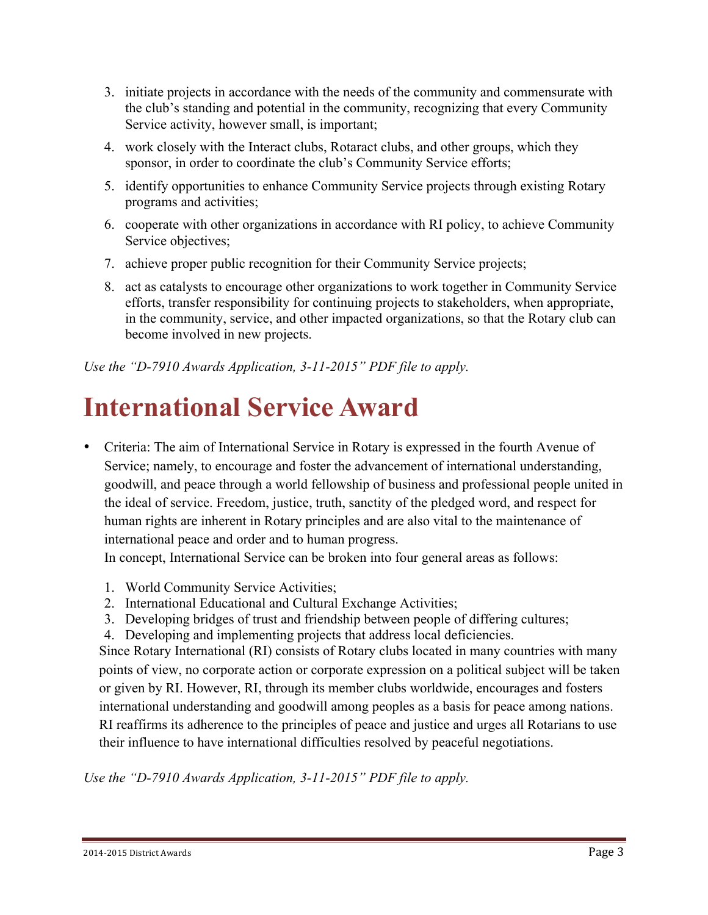3. initiate projects in accordance with the needs of the community and commensurate with the club's standing and potential in the community, recognizing that every Community Service activity, however small, is important;
4. work closely with the Interact clubs, Rotaract clubs, and other groups, which they sponsor, in order to coordinate the club's Community Service efforts;
5. identify opportunities to enhance Community Service projects through existing Rotary programs and activities;
6. cooperate with other organizations in accordance with RI policy, to achieve Community Service objectives;
7. achieve proper public recognition for their Community Service projects;
8. act as catalysts to encourage other organizations to work together in Community Service efforts, transfer responsibility for continuing projects to stakeholders, when appropriate, in the community, service, and other impacted organizations, so that the Rotary club can become involved in new projects.

*Use the "D-7910 Awards Application, 3-11-2015" PDF file to apply.*

# International Service Award

- Criteria: The aim of International Service in Rotary is expressed in the fourth Avenue of Service; namely, to encourage and foster the advancement of international understanding, goodwill, and peace through a world fellowship of business and professional people united in the ideal of service. Freedom, justice, truth, sanctity of the pledged word, and respect for human rights are inherent in Rotary principles and are also vital to the maintenance of international peace and order and to human progress.

  In concept, International Service can be broken into four general areas as follows:

  1. World Community Service Activities;
  2. International Educational and Cultural Exchange Activities;
  3. Developing bridges of trust and friendship between people of differing cultures;
  4. Developing and implementing projects that address local deficiencies.

  Since Rotary International (RI) consists of Rotary clubs located in many countries with many points of view, no corporate action or corporate expression on a political subject will be taken or given by RI. However, RI, through its member clubs worldwide, encourages and fosters international understanding and goodwill among peoples as a basis for peace among nations. RI reaffirms its adherence to the principles of peace and justice and urges all Rotarians to use their influence to have international difficulties resolved by peaceful negotiations.

*Use the "D-7910 Awards Application, 3-11-2015" PDF file to apply.*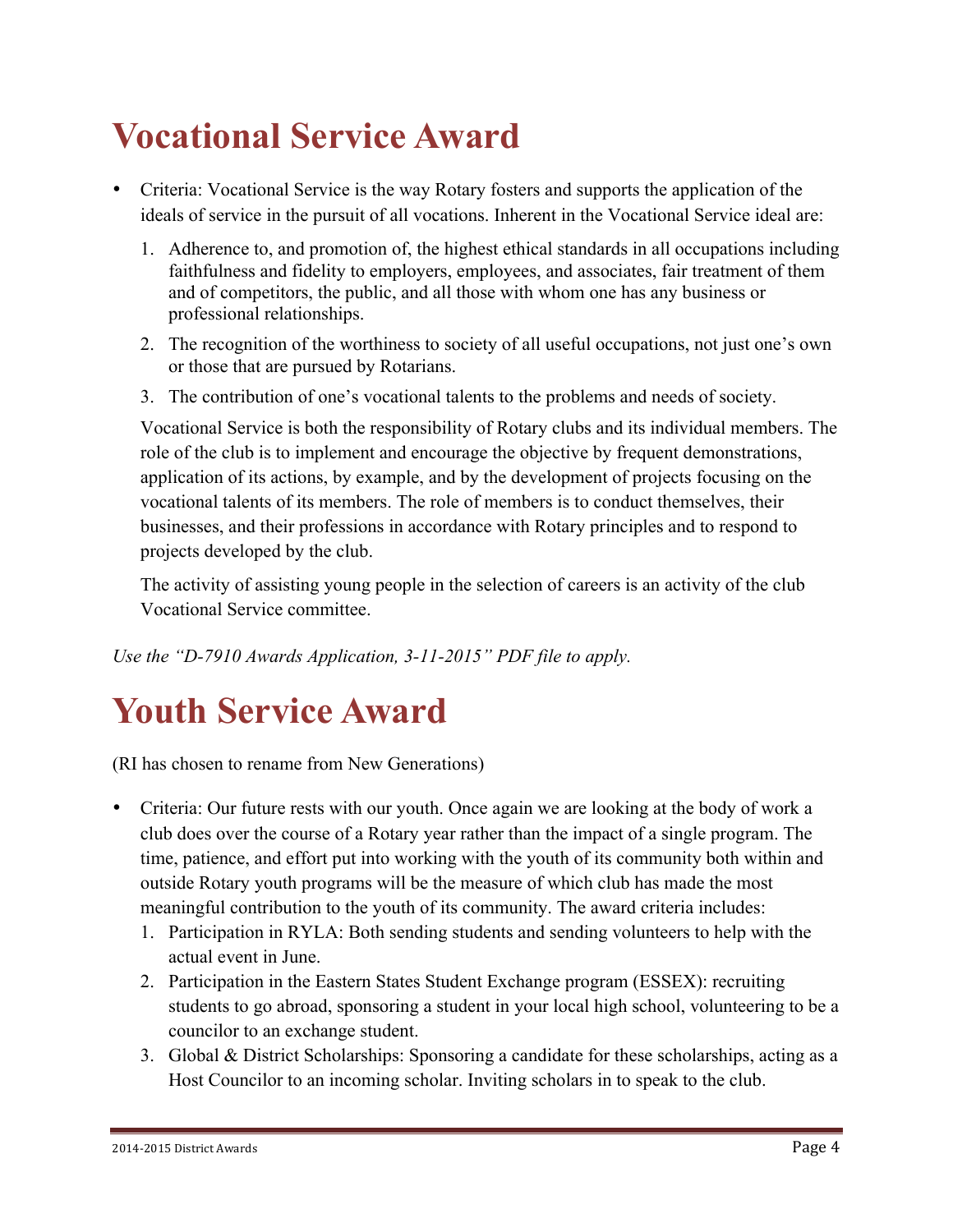# Vocational Service Award

- Criteria: Vocational Service is the way Rotary fosters and supports the application of the ideals of service in the pursuit of all vocations. Inherent in the Vocational Service ideal are:

    1. Adherence to, and promotion of, the highest ethical standards in all occupations including faithfulness and fidelity to employers, employees, and associates, fair treatment of them and of competitors, the public, and all those with whom one has any business or professional relationships.
    2. The recognition of the worthiness to society of all useful occupations, not just one's own or those that are pursued by Rotarians.
    3. The contribution of one's vocational talents to the problems and needs of society.

    Vocational Service is both the responsibility of Rotary clubs and its individual members. The role of the club is to implement and encourage the objective by frequent demonstrations, application of its actions, by example, and by the development of projects focusing on the vocational talents of its members. The role of members is to conduct themselves, their businesses, and their professions in accordance with Rotary principles and to respond to projects developed by the club.

    The activity of assisting young people in the selection of careers is an activity of the club Vocational Service committee.

*Use the "D-7910 Awards Application, 3-11-2015" PDF file to apply.*

# Youth Service Award

(RI has chosen to rename from New Generations)

- Criteria: Our future rests with our youth. Once again we are looking at the body of work a club does over the course of a Rotary year rather than the impact of a single program. The time, patience, and effort put into working with the youth of its community both within and outside Rotary youth programs will be the measure of which club has made the most meaningful contribution to the youth of its community. The award criteria includes:
    1. Participation in RYLA: Both sending students and sending volunteers to help with the actual event in June.
    2. Participation in the Eastern States Student Exchange program (ESSEX): recruiting students to go abroad, sponsoring a student in your local high school, volunteering to be a councilor to an exchange student.
    3. Global & District Scholarships: Sponsoring a candidate for these scholarships, acting as a Host Councilor to an incoming scholar. Inviting scholars in to speak to the club.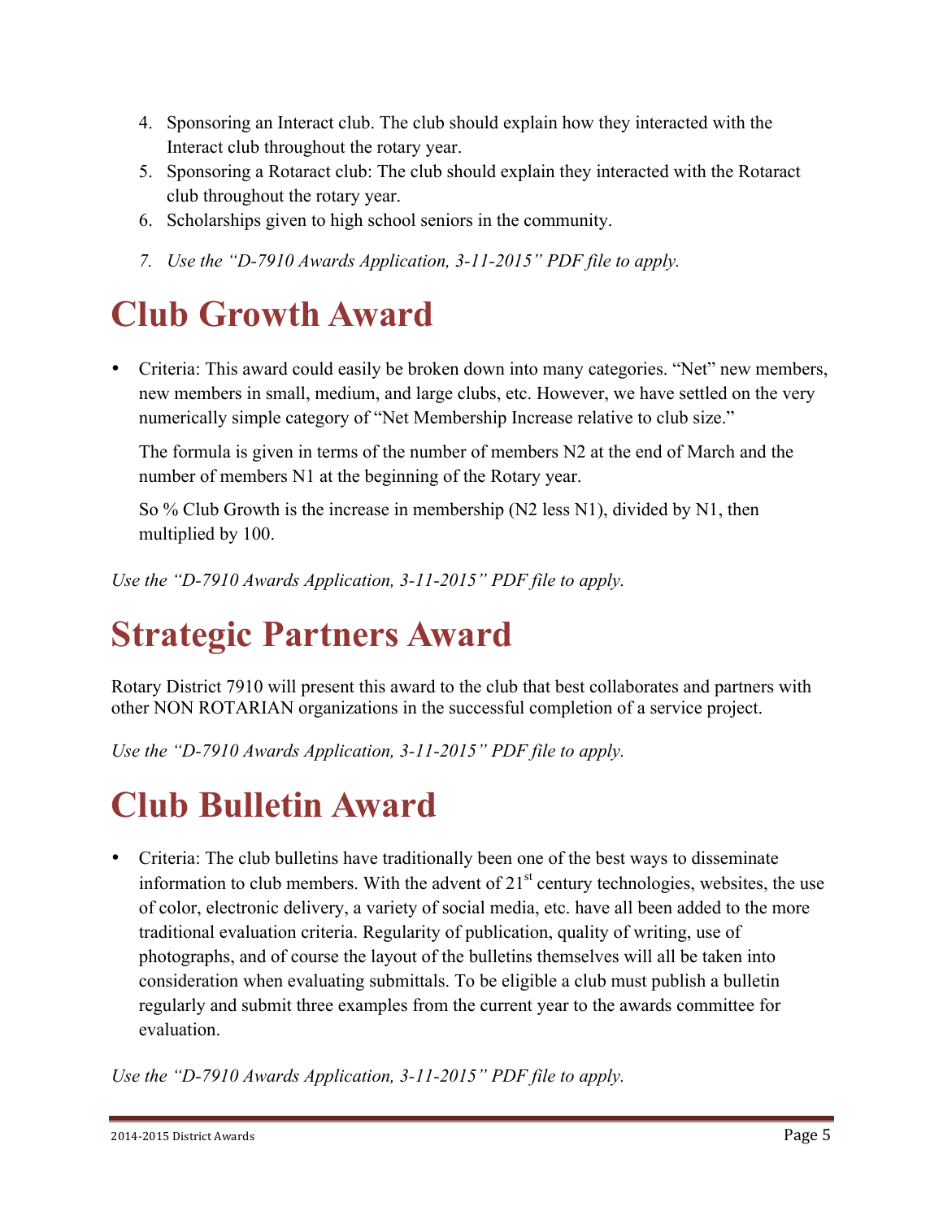4. Sponsoring an Interact club. The club should explain how they interacted with the Interact club throughout the rotary year.
5. Sponsoring a Rotaract club: The club should explain they interacted with the Rotaract club throughout the rotary year.
6. Scholarships given to high school seniors in the community.
7. *Use the "D-7910 Awards Application, 3-11-2015" PDF file to apply.*

# Club Growth Award

- Criteria: This award could easily be broken down into many categories. "Net" new members, new members in small, medium, and large clubs, etc. However, we have settled on the very numerically simple category of "Net Membership Increase relative to club size."

  The formula is given in terms of the number of members N2 at the end of March and the number of members N1 at the beginning of the Rotary year.

  So % Club Growth is the increase in membership (N2 less N1), divided by N1, then multiplied by 100.

*Use the "D-7910 Awards Application, 3-11-2015" PDF file to apply.*

# Strategic Partners Award

Rotary District 7910 will present this award to the club that best collaborates and partners with other NON ROTARIAN organizations in the successful completion of a service project.

*Use the "D-7910 Awards Application, 3-11-2015" PDF file to apply.*

# Club Bulletin Award

- Criteria: The club bulletins have traditionally been one of the best ways to disseminate information to club members. With the advent of 21st century technologies, websites, the use of color, electronic delivery, a variety of social media, etc. have all been added to the more traditional evaluation criteria. Regularity of publication, quality of writing, use of photographs, and of course the layout of the bulletins themselves will all be taken into consideration when evaluating submittals. To be eligible a club must publish a bulletin regularly and submit three examples from the current year to the awards committee for evaluation.

*Use the "D-7910 Awards Application, 3-11-2015" PDF file to apply.*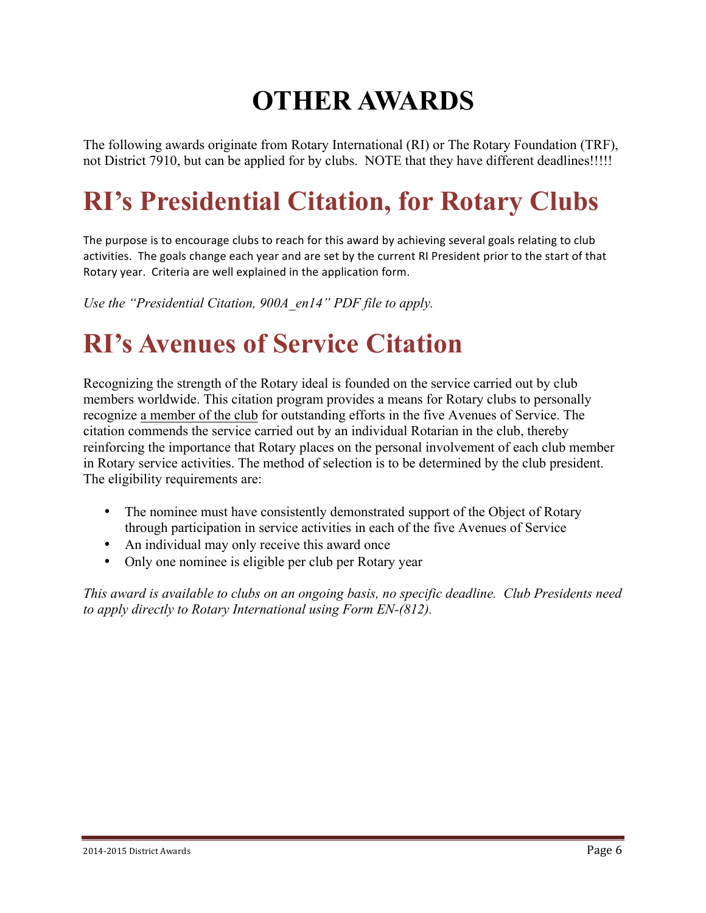# OTHER AWARDS

The following awards originate from Rotary International (RI) or The Rotary Foundation (TRF), not District 7910, but can be applied for by clubs. NOTE that they have different deadlines!!!!!

# RI's Presidential Citation, for Rotary Clubs

The purpose is to encourage clubs to reach for this award by achieving several goals relating to club activities. The goals change each year and are set by the current RI President prior to the start of that Rotary year. Criteria are well explained in the application form.

*Use the "Presidential Citation, 900A_en14" PDF file to apply.*

# RI's Avenues of Service Citation

Recognizing the strength of the Rotary ideal is founded on the service carried out by club members worldwide. This citation program provides a means for Rotary clubs to personally recognize <u>a member of the club</u> for outstanding efforts in the five Avenues of Service. The citation commends the service carried out by an individual Rotarian in the club, thereby reinforcing the importance that Rotary places on the personal involvement of each club member in Rotary service activities. The method of selection is to be determined by the club president. The eligibility requirements are:

- The nominee must have consistently demonstrated support of the Object of Rotary through participation in service activities in each of the five Avenues of Service
- An individual may only receive this award once
- Only one nominee is eligible per club per Rotary year

*This award is available to clubs on an ongoing basis, no specific deadline. Club Presidents need to apply directly to Rotary International using Form EN-(812).*